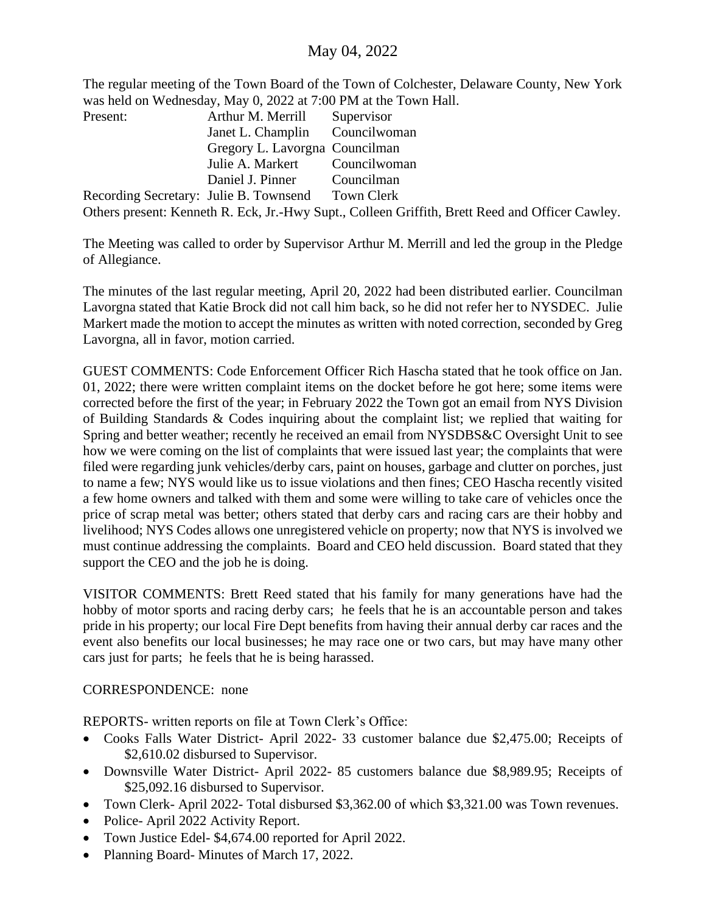# May 04, 2022

The regular meeting of the Town Board of the Town of Colchester, Delaware County, New York was held on Wednesday, May 0, 2022 at 7:00 PM at the Town Hall.

| | | |
|---|---|---|
| Present: | Arthur M. Merrill | Supervisor |
| | Janet L. Champlin | Councilwoman |
| | Gregory L. Lavorgna | Councilman |
| | Julie A. Markert | Councilwoman |
| | Daniel J. Pinner | Councilman |
| Recording Secretary: | Julie B. Townsend | Town Clerk |

Others present: Kenneth R. Eck, Jr.-Hwy Supt., Colleen Griffith, Brett Reed and Officer Cawley.

The Meeting was called to order by Supervisor Arthur M. Merrill and led the group in the Pledge of Allegiance.

The minutes of the last regular meeting, April 20, 2022 had been distributed earlier. Councilman Lavorgna stated that Katie Brock did not call him back, so he did not refer her to NYSDEC. Julie Markert made the motion to accept the minutes as written with noted correction, seconded by Greg Lavorgna, all in favor, motion carried.

GUEST COMMENTS: Code Enforcement Officer Rich Hascha stated that he took office on Jan. 01, 2022; there were written complaint items on the docket before he got here; some items were corrected before the first of the year; in February 2022 the Town got an email from NYS Division of Building Standards & Codes inquiring about the complaint list; we replied that waiting for Spring and better weather; recently he received an email from NYSDBS&C Oversight Unit to see how we were coming on the list of complaints that were issued last year; the complaints that were filed were regarding junk vehicles/derby cars, paint on houses, garbage and clutter on porches, just to name a few; NYS would like us to issue violations and then fines; CEO Hascha recently visited a few home owners and talked with them and some were willing to take care of vehicles once the price of scrap metal was better; others stated that derby cars and racing cars are their hobby and livelihood; NYS Codes allows one unregistered vehicle on property; now that NYS is involved we must continue addressing the complaints. Board and CEO held discussion. Board stated that they support the CEO and the job he is doing.

VISITOR COMMENTS: Brett Reed stated that his family for many generations have had the hobby of motor sports and racing derby cars; he feels that he is an accountable person and takes pride in his property; our local Fire Dept benefits from having their annual derby car races and the event also benefits our local businesses; he may race one or two cars, but may have many other cars just for parts; he feels that he is being harassed.

CORRESPONDENCE: none

REPORTS- written reports on file at Town Clerk's Office:

- Cooks Falls Water District- April 2022- 33 customer balance due $2,475.00; Receipts of $2,610.02 disbursed to Supervisor.
- Downsville Water District- April 2022- 85 customers balance due $8,989.95; Receipts of $25,092.16 disbursed to Supervisor.
- Town Clerk- April 2022- Total disbursed $3,362.00 of which $3,321.00 was Town revenues.
- Police- April 2022 Activity Report.
- Town Justice Edel- $4,674.00 reported for April 2022.
- Planning Board- Minutes of March 17, 2022.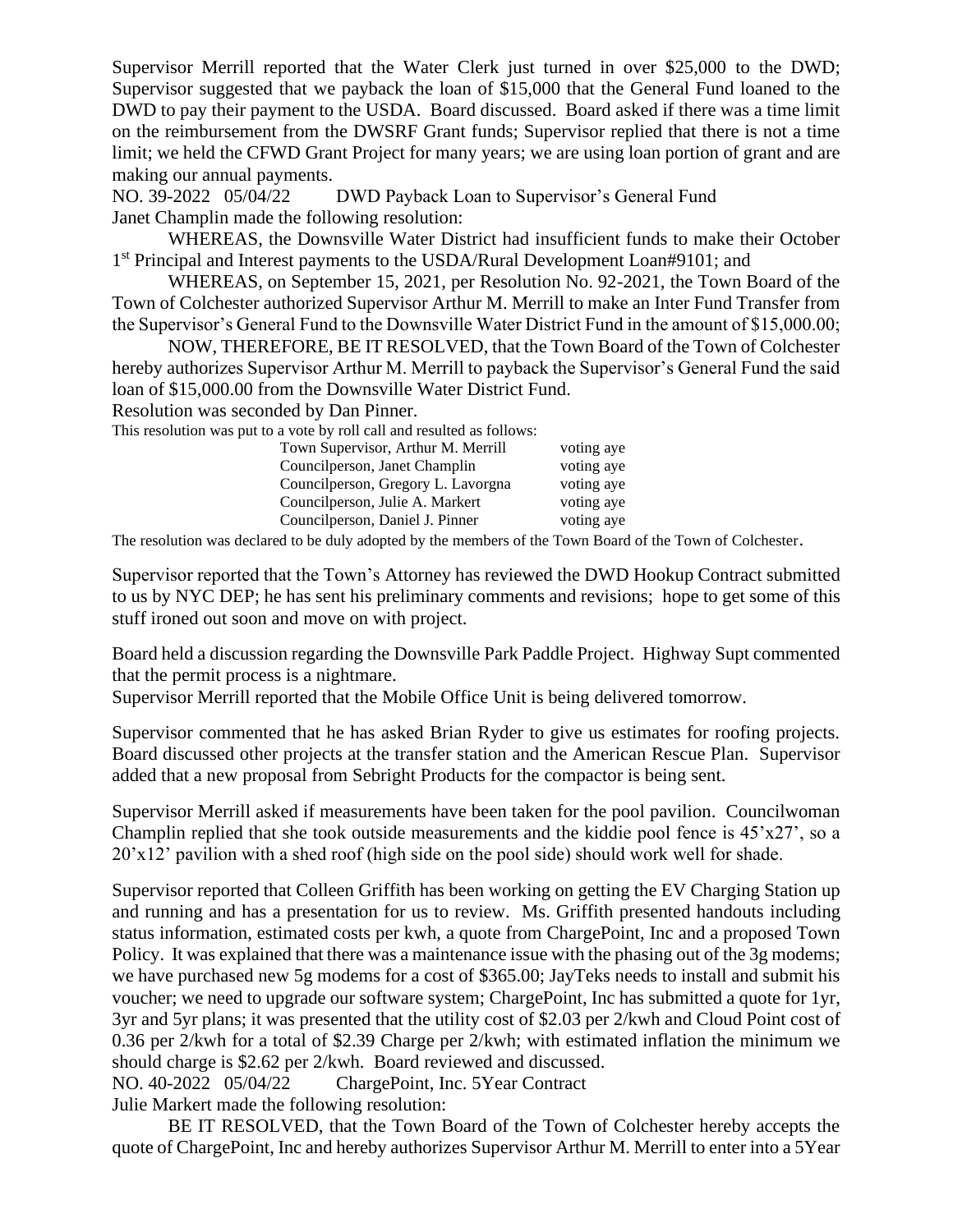Supervisor Merrill reported that the Water Clerk just turned in over $25,000 to the DWD; Supervisor suggested that we payback the loan of $15,000 that the General Fund loaned to the DWD to pay their payment to the USDA. Board discussed. Board asked if there was a time limit on the reimbursement from the DWSRF Grant funds; Supervisor replied that there is not a time limit; we held the CFWD Grant Project for many years; we are using loan portion of grant and are making our annual payments.

NO. 39-2022 05/04/22 DWD Payback Loan to Supervisor's General Fund

Janet Champlin made the following resolution:

WHEREAS, the Downsville Water District had insufficient funds to make their October 1st Principal and Interest payments to the USDA/Rural Development Loan#9101; and

WHEREAS, on September 15, 2021, per Resolution No. 92-2021, the Town Board of the Town of Colchester authorized Supervisor Arthur M. Merrill to make an Inter Fund Transfer from the Supervisor's General Fund to the Downsville Water District Fund in the amount of $15,000.00;

NOW, THEREFORE, BE IT RESOLVED, that the Town Board of the Town of Colchester hereby authorizes Supervisor Arthur M. Merrill to payback the Supervisor's General Fund the said loan of $15,000.00 from the Downsville Water District Fund.

Resolution was seconded by Dan Pinner.

This resolution was put to a vote by roll call and resulted as follows:

| | |
|---|---|
| Town Supervisor, Arthur M. Merrill | voting aye |
| Councilperson, Janet Champlin | voting aye |
| Councilperson, Gregory L. Lavorgna | voting aye |
| Councilperson, Julie A. Markert | voting aye |
| Councilperson, Daniel J. Pinner | voting aye |

The resolution was declared to be duly adopted by the members of the Town Board of the Town of Colchester.

Supervisor reported that the Town's Attorney has reviewed the DWD Hookup Contract submitted to us by NYC DEP; he has sent his preliminary comments and revisions; hope to get some of this stuff ironed out soon and move on with project.

Board held a discussion regarding the Downsville Park Paddle Project. Highway Supt commented that the permit process is a nightmare.

Supervisor Merrill reported that the Mobile Office Unit is being delivered tomorrow.

Supervisor commented that he has asked Brian Ryder to give us estimates for roofing projects. Board discussed other projects at the transfer station and the American Rescue Plan. Supervisor added that a new proposal from Sebright Products for the compactor is being sent.

Supervisor Merrill asked if measurements have been taken for the pool pavilion. Councilwoman Champlin replied that she took outside measurements and the kiddie pool fence is 45'x27', so a 20'x12' pavilion with a shed roof (high side on the pool side) should work well for shade.

Supervisor reported that Colleen Griffith has been working on getting the EV Charging Station up and running and has a presentation for us to review. Ms. Griffith presented handouts including status information, estimated costs per kwh, a quote from ChargePoint, Inc and a proposed Town Policy. It was explained that there was a maintenance issue with the phasing out of the 3g modems; we have purchased new 5g modems for a cost of $365.00; JayTeks needs to install and submit his voucher; we need to upgrade our software system; ChargePoint, Inc has submitted a quote for 1yr, 3yr and 5yr plans; it was presented that the utility cost of $2.03 per 2/kwh and Cloud Point cost of 0.36 per 2/kwh for a total of $2.39 Charge per 2/kwh; with estimated inflation the minimum we should charge is $2.62 per 2/kwh. Board reviewed and discussed.

NO. 40-2022 05/04/22 ChargePoint, Inc. 5Year Contract

Julie Markert made the following resolution:

BE IT RESOLVED, that the Town Board of the Town of Colchester hereby accepts the quote of ChargePoint, Inc and hereby authorizes Supervisor Arthur M. Merrill to enter into a 5Year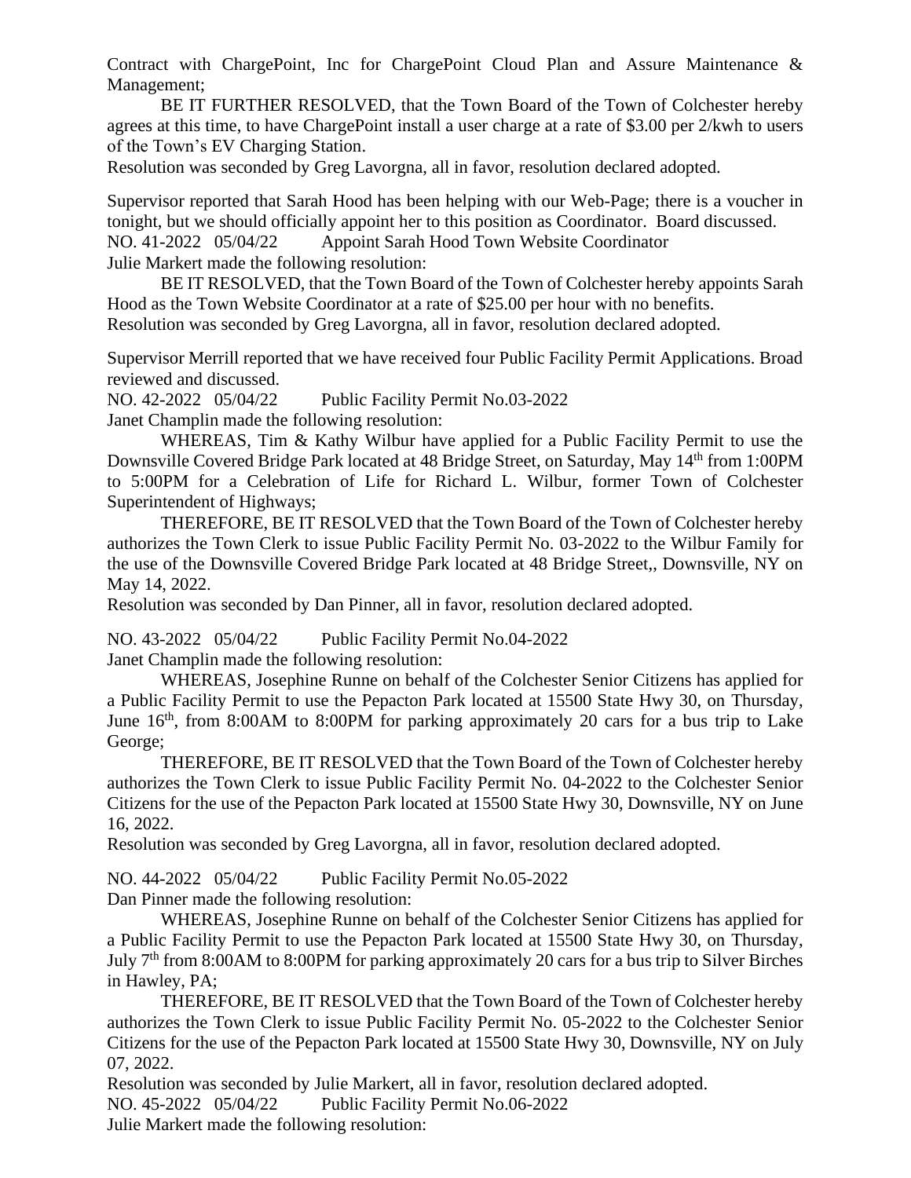Contract with ChargePoint, Inc for ChargePoint Cloud Plan and Assure Maintenance & Management;

BE IT FURTHER RESOLVED, that the Town Board of the Town of Colchester hereby agrees at this time, to have ChargePoint install a user charge at a rate of $3.00 per 2/kwh to users of the Town's EV Charging Station.

Resolution was seconded by Greg Lavorgna, all in favor, resolution declared adopted.

Supervisor reported that Sarah Hood has been helping with our Web-Page; there is a voucher in tonight, but we should officially appoint her to this position as Coordinator. Board discussed.

NO. 41-2022 05/04/22 Appoint Sarah Hood Town Website Coordinator

Julie Markert made the following resolution:

BE IT RESOLVED, that the Town Board of the Town of Colchester hereby appoints Sarah Hood as the Town Website Coordinator at a rate of $25.00 per hour with no benefits.

Resolution was seconded by Greg Lavorgna, all in favor, resolution declared adopted.

Supervisor Merrill reported that we have received four Public Facility Permit Applications. Broad reviewed and discussed.

NO. 42-2022 05/04/22 Public Facility Permit No.03-2022

Janet Champlin made the following resolution:

WHEREAS, Tim & Kathy Wilbur have applied for a Public Facility Permit to use the Downsville Covered Bridge Park located at 48 Bridge Street, on Saturday, May 14th from 1:00PM to 5:00PM for a Celebration of Life for Richard L. Wilbur, former Town of Colchester Superintendent of Highways;

THEREFORE, BE IT RESOLVED that the Town Board of the Town of Colchester hereby authorizes the Town Clerk to issue Public Facility Permit No. 03-2022 to the Wilbur Family for the use of the Downsville Covered Bridge Park located at 48 Bridge Street,, Downsville, NY on May 14, 2022.

Resolution was seconded by Dan Pinner, all in favor, resolution declared adopted.

NO. 43-2022 05/04/22 Public Facility Permit No.04-2022

Janet Champlin made the following resolution:

WHEREAS, Josephine Runne on behalf of the Colchester Senior Citizens has applied for a Public Facility Permit to use the Pepacton Park located at 15500 State Hwy 30, on Thursday, June 16th, from 8:00AM to 8:00PM for parking approximately 20 cars for a bus trip to Lake George;

THEREFORE, BE IT RESOLVED that the Town Board of the Town of Colchester hereby authorizes the Town Clerk to issue Public Facility Permit No. 04-2022 to the Colchester Senior Citizens for the use of the Pepacton Park located at 15500 State Hwy 30, Downsville, NY on June 16, 2022.

Resolution was seconded by Greg Lavorgna, all in favor, resolution declared adopted.

NO. 44-2022 05/04/22 Public Facility Permit No.05-2022

Dan Pinner made the following resolution:

WHEREAS, Josephine Runne on behalf of the Colchester Senior Citizens has applied for a Public Facility Permit to use the Pepacton Park located at 15500 State Hwy 30, on Thursday, July 7th from 8:00AM to 8:00PM for parking approximately 20 cars for a bus trip to Silver Birches in Hawley, PA;

THEREFORE, BE IT RESOLVED that the Town Board of the Town of Colchester hereby authorizes the Town Clerk to issue Public Facility Permit No. 05-2022 to the Colchester Senior Citizens for the use of the Pepacton Park located at 15500 State Hwy 30, Downsville, NY on July 07, 2022.

Resolution was seconded by Julie Markert, all in favor, resolution declared adopted.

NO. 45-2022 05/04/22 Public Facility Permit No.06-2022

Julie Markert made the following resolution: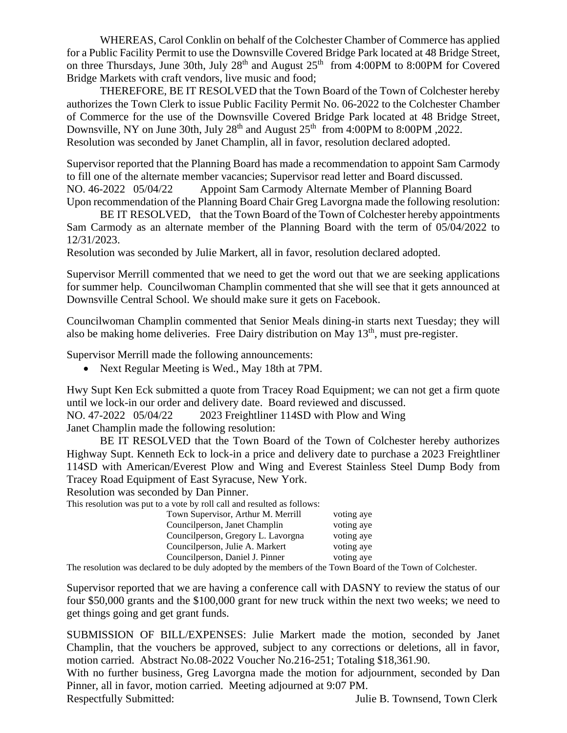WHEREAS, Carol Conklin on behalf of the Colchester Chamber of Commerce has applied for a Public Facility Permit to use the Downsville Covered Bridge Park located at 48 Bridge Street, on three Thursdays, June 30th, July 28th and August 25th from 4:00PM to 8:00PM for Covered Bridge Markets with craft vendors, live music and food;

THEREFORE, BE IT RESOLVED that the Town Board of the Town of Colchester hereby authorizes the Town Clerk to issue Public Facility Permit No. 06-2022 to the Colchester Chamber of Commerce for the use of the Downsville Covered Bridge Park located at 48 Bridge Street, Downsville, NY on June 30th, July 28th and August 25th from 4:00PM to 8:00PM ,2022.
Resolution was seconded by Janet Champlin, all in favor, resolution declared adopted.

Supervisor reported that the Planning Board has made a recommendation to appoint Sam Carmody to fill one of the alternate member vacancies; Supervisor read letter and Board discussed.
NO. 46-2022 05/04/22 Appoint Sam Carmody Alternate Member of Planning Board
Upon recommendation of the Planning Board Chair Greg Lavorgna made the following resolution:

BE IT RESOLVED, that the Town Board of the Town of Colchester hereby appointments Sam Carmody as an alternate member of the Planning Board with the term of 05/04/2022 to 12/31/2023.
Resolution was seconded by Julie Markert, all in favor, resolution declared adopted.

Supervisor Merrill commented that we need to get the word out that we are seeking applications for summer help. Councilwoman Champlin commented that she will see that it gets announced at Downsville Central School. We should make sure it gets on Facebook.

Councilwoman Champlin commented that Senior Meals dining-in starts next Tuesday; they will also be making home deliveries. Free Dairy distribution on May 13th, must pre-register.

Supervisor Merrill made the following announcements:

- Next Regular Meeting is Wed., May 18th at 7PM.

Hwy Supt Ken Eck submitted a quote from Tracey Road Equipment; we can not get a firm quote until we lock-in our order and delivery date. Board reviewed and discussed.
NO. 47-2022 05/04/22 2023 Freightliner 114SD with Plow and Wing
Janet Champlin made the following resolution:

BE IT RESOLVED that the Town Board of the Town of Colchester hereby authorizes Highway Supt. Kenneth Eck to lock-in a price and delivery date to purchase a 2023 Freightliner 114SD with American/Everest Plow and Wing and Everest Stainless Steel Dump Body from Tracey Road Equipment of East Syracuse, New York.
Resolution was seconded by Dan Pinner.
This resolution was put to a vote by roll call and resulted as follows:

| | |
|---|---|
| Town Supervisor, Arthur M. Merrill | voting aye |
| Councilperson, Janet Champlin | voting aye |
| Councilperson, Gregory L. Lavorgna | voting aye |
| Councilperson, Julie A. Markert | voting aye |
| Councilperson, Daniel J. Pinner | voting aye |

The resolution was declared to be duly adopted by the members of the Town Board of the Town of Colchester.

Supervisor reported that we are having a conference call with DASNY to review the status of our four $50,000 grants and the $100,000 grant for new truck within the next two weeks; we need to get things going and get grant funds.

SUBMISSION OF BILL/EXPENSES: Julie Markert made the motion, seconded by Janet Champlin, that the vouchers be approved, subject to any corrections or deletions, all in favor, motion carried. Abstract No.08-2022 Voucher No.216-251; Totaling $18,361.90.
With no further business, Greg Lavorgna made the motion for adjournment, seconded by Dan Pinner, all in favor, motion carried. Meeting adjourned at 9:07 PM.
Respectfully Submitted: Julie B. Townsend, Town Clerk